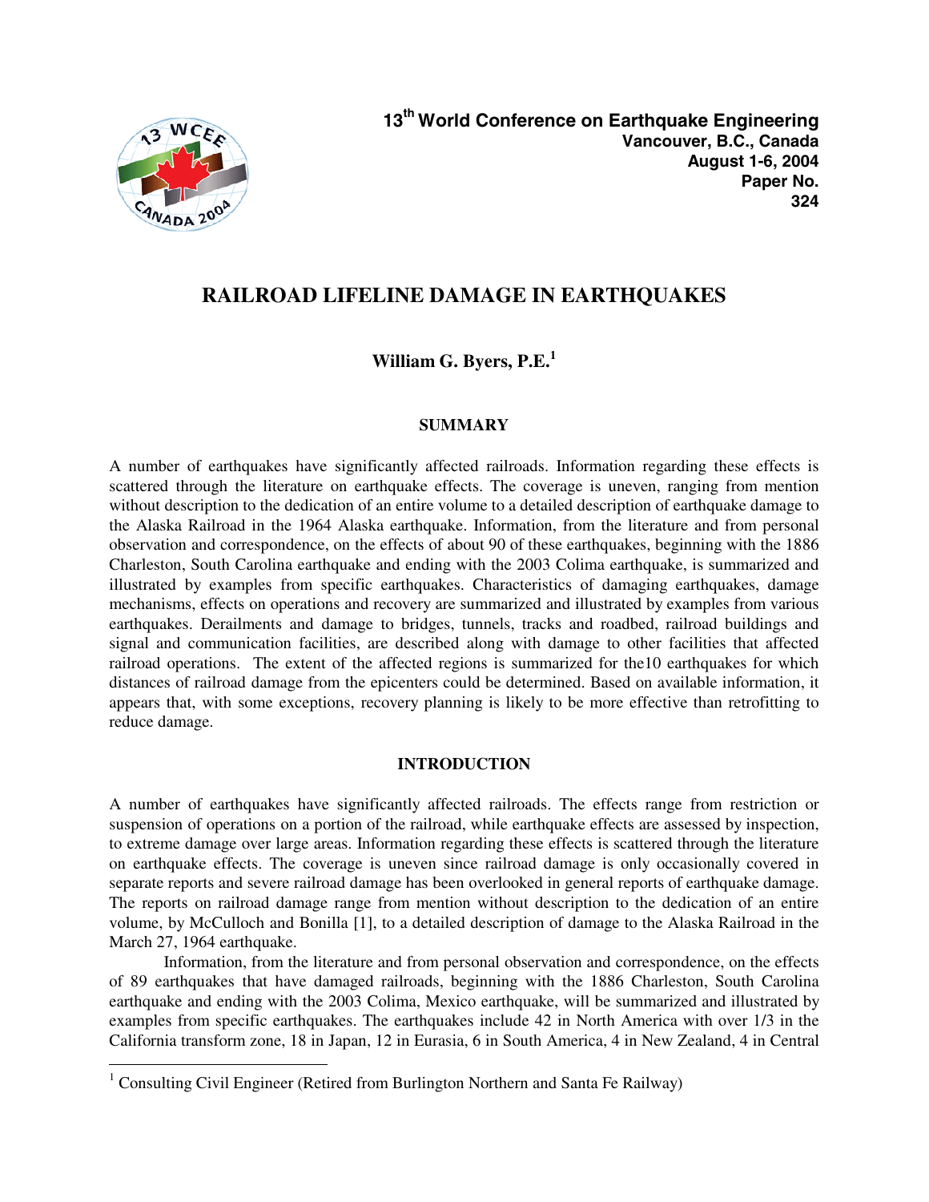13th World Conference on Earthquake Engineering
Vancouver, B.C., Canada
August 1-6, 2004
Paper No. 324

# RAILROAD LIFELINE DAMAGE IN EARTHQUAKES

**William G. Byers, P.E.[1]**

## SUMMARY

A number of earthquakes have significantly affected railroads. Information regarding these effects is scattered through the literature on earthquake effects. The coverage is uneven, ranging from mention without description to the dedication of an entire volume to a detailed description of earthquake damage to the Alaska Railroad in the 1964 Alaska earthquake. Information, from the literature and from personal observation and correspondence, on the effects of about 90 of these earthquakes, beginning with the 1886 Charleston, South Carolina earthquake and ending with the 2003 Colima earthquake, is summarized and illustrated by examples from specific earthquakes. Characteristics of damaging earthquakes, damage mechanisms, effects on operations and recovery are summarized and illustrated by examples from various earthquakes. Derailments and damage to bridges, tunnels, tracks and roadbed, railroad buildings and signal and communication facilities, are described along with damage to other facilities that affected railroad operations. The extent of the affected regions is summarized for the10 earthquakes for which distances of railroad damage from the epicenters could be determined. Based on available information, it appears that, with some exceptions, recovery planning is likely to be more effective than retrofitting to reduce damage.

## INTRODUCTION

A number of earthquakes have significantly affected railroads. The effects range from restriction or suspension of operations on a portion of the railroad, while earthquake effects are assessed by inspection, to extreme damage over large areas. Information regarding these effects is scattered through the literature on earthquake effects. The coverage is uneven since railroad damage is only occasionally covered in separate reports and severe railroad damage has been overlooked in general reports of earthquake damage. The reports on railroad damage range from mention without description to the dedication of an entire volume, by McCulloch and Bonilla [1], to a detailed description of damage to the Alaska Railroad in the March 27, 1964 earthquake.

Information, from the literature and from personal observation and correspondence, on the effects of 89 earthquakes that have damaged railroads, beginning with the 1886 Charleston, South Carolina earthquake and ending with the 2003 Colima, Mexico earthquake, will be summarized and illustrated by examples from specific earthquakes. The earthquakes include 42 in North America with over 1/3 in the California transform zone, 18 in Japan, 12 in Eurasia, 6 in South America, 4 in New Zealand, 4 in Central

[1] Consulting Civil Engineer (Retired from Burlington Northern and Santa Fe Railway)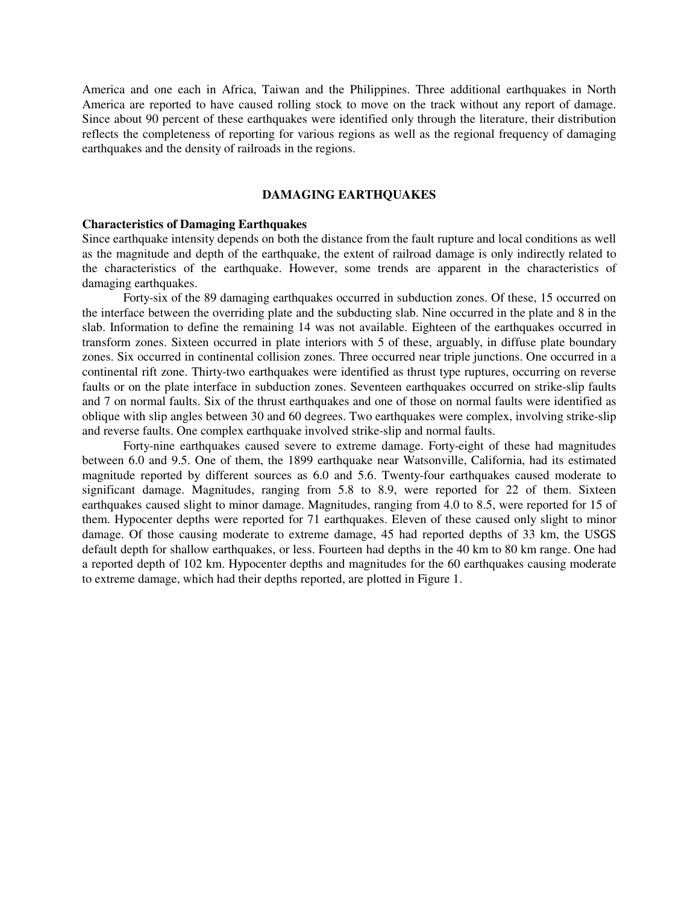America and one each in Africa, Taiwan and the Philippines. Three additional earthquakes in North America are reported to have caused rolling stock to move on the track without any report of damage. Since about 90 percent of these earthquakes were identified only through the literature, their distribution reflects the completeness of reporting for various regions as well as the regional frequency of damaging earthquakes and the density of railroads in the regions.

## DAMAGING EARTHQUAKES

### Characteristics of Damaging Earthquakes

Since earthquake intensity depends on both the distance from the fault rupture and local conditions as well as the magnitude and depth of the earthquake, the extent of railroad damage is only indirectly related to the characteristics of the earthquake. However, some trends are apparent in the characteristics of damaging earthquakes.

Forty-six of the 89 damaging earthquakes occurred in subduction zones. Of these, 15 occurred on the interface between the overriding plate and the subducting slab. Nine occurred in the plate and 8 in the slab. Information to define the remaining 14 was not available. Eighteen of the earthquakes occurred in transform zones. Sixteen occurred in plate interiors with 5 of these, arguably, in diffuse plate boundary zones. Six occurred in continental collision zones. Three occurred near triple junctions. One occurred in a continental rift zone. Thirty-two earthquakes were identified as thrust type ruptures, occurring on reverse faults or on the plate interface in subduction zones. Seventeen earthquakes occurred on strike-slip faults and 7 on normal faults. Six of the thrust earthquakes and one of those on normal faults were identified as oblique with slip angles between 30 and 60 degrees. Two earthquakes were complex, involving strike-slip and reverse faults. One complex earthquake involved strike-slip and normal faults.

Forty-nine earthquakes caused severe to extreme damage. Forty-eight of these had magnitudes between 6.0 and 9.5. One of them, the 1899 earthquake near Watsonville, California, had its estimated magnitude reported by different sources as 6.0 and 5.6. Twenty-four earthquakes caused moderate to significant damage. Magnitudes, ranging from 5.8 to 8.9, were reported for 22 of them. Sixteen earthquakes caused slight to minor damage. Magnitudes, ranging from 4.0 to 8.5, were reported for 15 of them. Hypocenter depths were reported for 71 earthquakes. Eleven of these caused only slight to minor damage. Of those causing moderate to extreme damage, 45 had reported depths of 33 km, the USGS default depth for shallow earthquakes, or less. Fourteen had depths in the 40 km to 80 km range. One had a reported depth of 102 km. Hypocenter depths and magnitudes for the 60 earthquakes causing moderate to extreme damage, which had their depths reported, are plotted in Figure 1.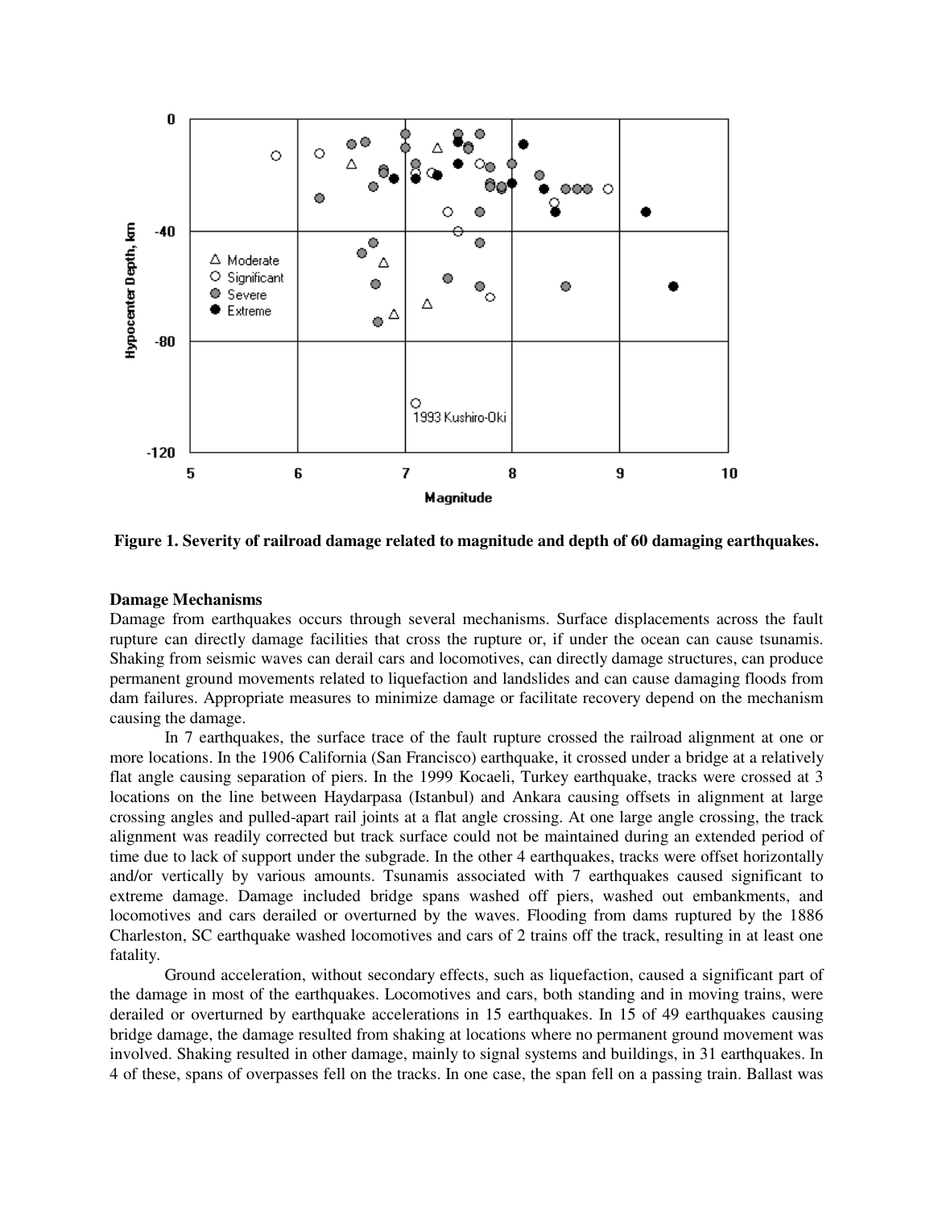**Figure 1. Severity of railroad damage related to magnitude and depth of 60 damaging earthquakes.**

**Damage Mechanisms**

Damage from earthquakes occurs through several mechanisms. Surface displacements across the fault rupture can directly damage facilities that cross the rupture or, if under the ocean can cause tsunamis. Shaking from seismic waves can derail cars and locomotives, can directly damage structures, can produce permanent ground movements related to liquefaction and landslides and can cause damaging floods from dam failures. Appropriate measures to minimize damage or facilitate recovery depend on the mechanism causing the damage.

In 7 earthquakes, the surface trace of the fault rupture crossed the railroad alignment at one or more locations. In the 1906 California (San Francisco) earthquake, it crossed under a bridge at a relatively flat angle causing separation of piers. In the 1999 Kocaeli, Turkey earthquake, tracks were crossed at 3 locations on the line between Haydarpasa (Istanbul) and Ankara causing offsets in alignment at large crossing angles and pulled-apart rail joints at a flat angle crossing. At one large angle crossing, the track alignment was readily corrected but track surface could not be maintained during an extended period of time due to lack of support under the subgrade. In the other 4 earthquakes, tracks were offset horizontally and/or vertically by various amounts. Tsunamis associated with 7 earthquakes caused significant to extreme damage. Damage included bridge spans washed off piers, washed out embankments, and locomotives and cars derailed or overturned by the waves. Flooding from dams ruptured by the 1886 Charleston, SC earthquake washed locomotives and cars of 2 trains off the track, resulting in at least one fatality.

Ground acceleration, without secondary effects, such as liquefaction, caused a significant part of the damage in most of the earthquakes. Locomotives and cars, both standing and in moving trains, were derailed or overturned by earthquake accelerations in 15 earthquakes. In 15 of 49 earthquakes causing bridge damage, the damage resulted from shaking at locations where no permanent ground movement was involved. Shaking resulted in other damage, mainly to signal systems and buildings, in 31 earthquakes. In 4 of these, spans of overpasses fell on the tracks. In one case, the span fell on a passing train. Ballast was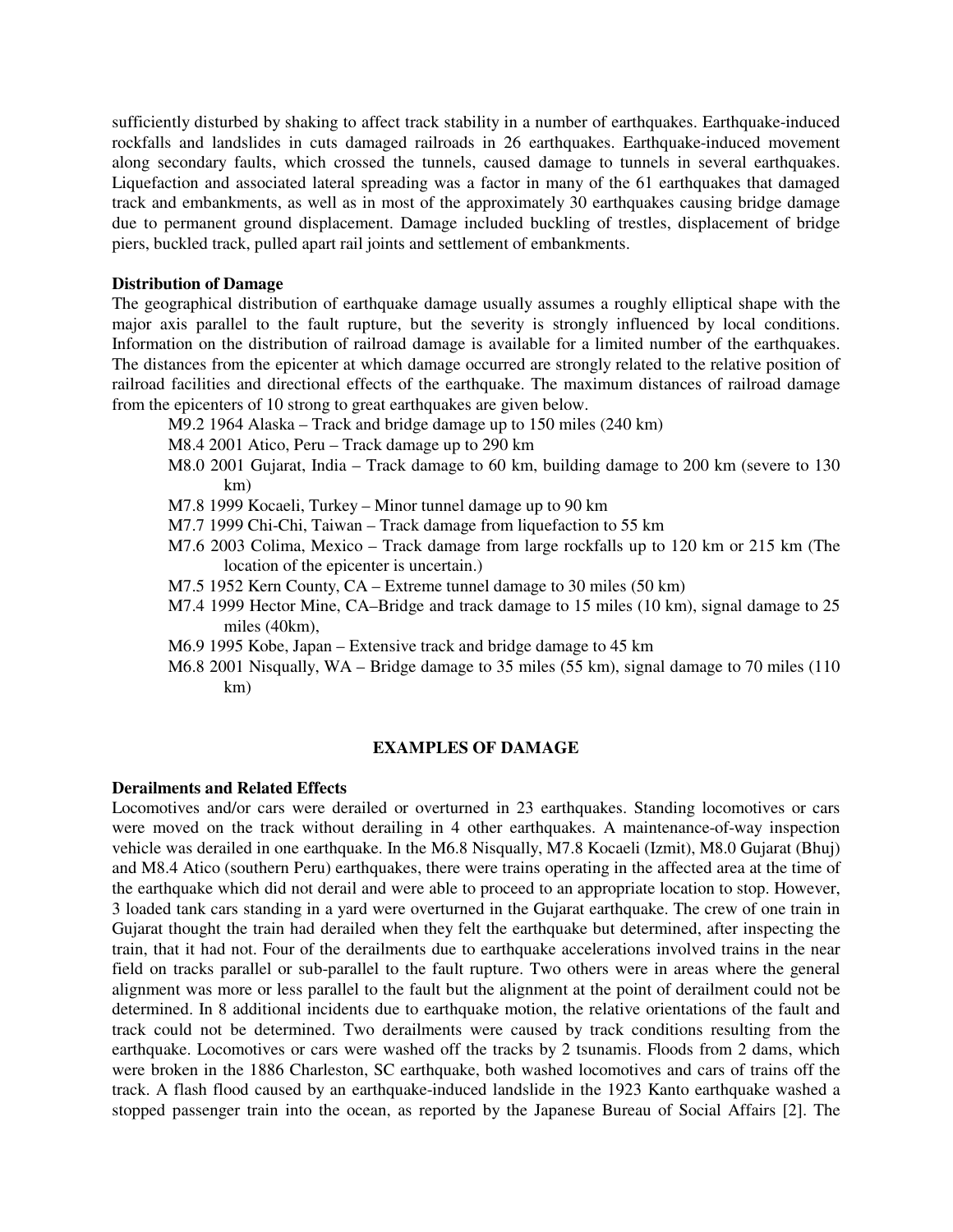sufficiently disturbed by shaking to affect track stability in a number of earthquakes. Earthquake-induced rockfalls and landslides in cuts damaged railroads in 26 earthquakes. Earthquake-induced movement along secondary faults, which crossed the tunnels, caused damage to tunnels in several earthquakes. Liquefaction and associated lateral spreading was a factor in many of the 61 earthquakes that damaged track and embankments, as well as in most of the approximately 30 earthquakes causing bridge damage due to permanent ground displacement. Damage included buckling of trestles, displacement of bridge piers, buckled track, pulled apart rail joints and settlement of embankments.

**Distribution of Damage**

The geographical distribution of earthquake damage usually assumes a roughly elliptical shape with the major axis parallel to the fault rupture, but the severity is strongly influenced by local conditions. Information on the distribution of railroad damage is available for a limited number of the earthquakes. The distances from the epicenter at which damage occurred are strongly related to the relative position of railroad facilities and directional effects of the earthquake. The maximum distances of railroad damage from the epicenters of 10 strong to great earthquakes are given below.

- M9.2 1964 Alaska – Track and bridge damage up to 150 miles (240 km)
- M8.4 2001 Atico, Peru – Track damage up to 290 km
- M8.0 2001 Gujarat, India – Track damage to 60 km, building damage to 200 km (severe to 130 km)
- M7.8 1999 Kocaeli, Turkey – Minor tunnel damage up to 90 km
- M7.7 1999 Chi-Chi, Taiwan – Track damage from liquefaction to 55 km
- M7.6 2003 Colima, Mexico – Track damage from large rockfalls up to 120 km or 215 km (The location of the epicenter is uncertain.)
- M7.5 1952 Kern County, CA – Extreme tunnel damage to 30 miles (50 km)
- M7.4 1999 Hector Mine, CA–Bridge and track damage to 15 miles (10 km), signal damage to 25 miles (40km),
- M6.9 1995 Kobe, Japan – Extensive track and bridge damage to 45 km
- M6.8 2001 Nisqually, WA – Bridge damage to 35 miles (55 km), signal damage to 70 miles (110 km)

## EXAMPLES OF DAMAGE

**Derailments and Related Effects**

Locomotives and/or cars were derailed or overturned in 23 earthquakes. Standing locomotives or cars were moved on the track without derailing in 4 other earthquakes. A maintenance-of-way inspection vehicle was derailed in one earthquake. In the M6.8 Nisqually, M7.8 Kocaeli (Izmit), M8.0 Gujarat (Bhuj) and M8.4 Atico (southern Peru) earthquakes, there were trains operating in the affected area at the time of the earthquake which did not derail and were able to proceed to an appropriate location to stop. However, 3 loaded tank cars standing in a yard were overturned in the Gujarat earthquake. The crew of one train in Gujarat thought the train had derailed when they felt the earthquake but determined, after inspecting the train, that it had not. Four of the derailments due to earthquake accelerations involved trains in the near field on tracks parallel or sub-parallel to the fault rupture. Two others were in areas where the general alignment was more or less parallel to the fault but the alignment at the point of derailment could not be determined. In 8 additional incidents due to earthquake motion, the relative orientations of the fault and track could not be determined. Two derailments were caused by track conditions resulting from the earthquake. Locomotives or cars were washed off the tracks by 2 tsunamis. Floods from 2 dams, which were broken in the 1886 Charleston, SC earthquake, both washed locomotives and cars of trains off the track. A flash flood caused by an earthquake-induced landslide in the 1923 Kanto earthquake washed a stopped passenger train into the ocean, as reported by the Japanese Bureau of Social Affairs [2]. The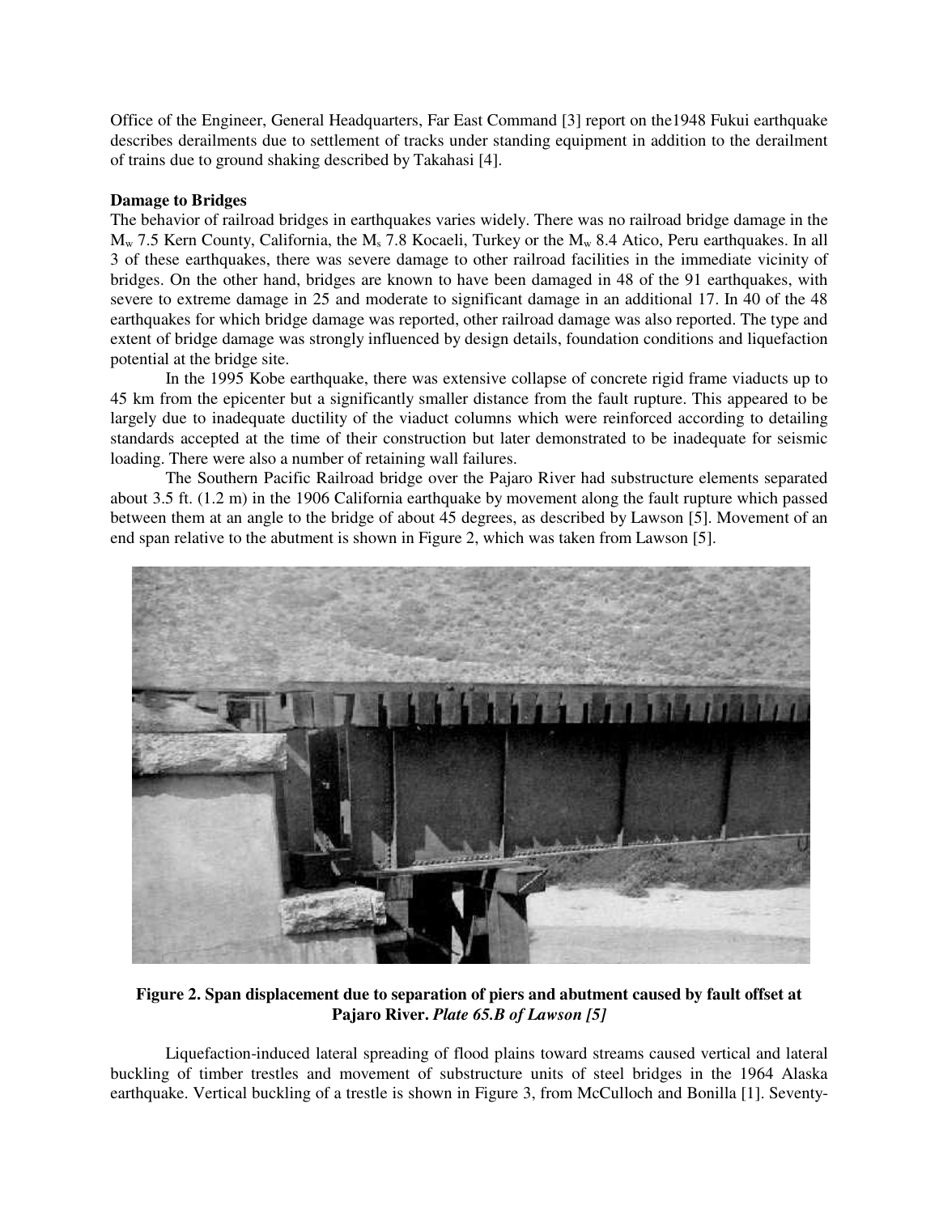Office of the Engineer, General Headquarters, Far East Command [3] report on the1948 Fukui earthquake describes derailments due to settlement of tracks under standing equipment in addition to the derailment of trains due to ground shaking described by Takahasi [4].

**Damage to Bridges**

The behavior of railroad bridges in earthquakes varies widely. There was no railroad bridge damage in the $M_w$ 7.5 Kern County, California, the $M_s$ 7.8 Kocaeli, Turkey or the $M_w$ 8.4 Atico, Peru earthquakes. In all 3 of these earthquakes, there was severe damage to other railroad facilities in the immediate vicinity of bridges. On the other hand, bridges are known to have been damaged in 48 of the 91 earthquakes, with severe to extreme damage in 25 and moderate to significant damage in an additional 17. In 40 of the 48 earthquakes for which bridge damage was reported, other railroad damage was also reported. The type and extent of bridge damage was strongly influenced by design details, foundation conditions and liquefaction potential at the bridge site.

In the 1995 Kobe earthquake, there was extensive collapse of concrete rigid frame viaducts up to 45 km from the epicenter but a significantly smaller distance from the fault rupture. This appeared to be largely due to inadequate ductility of the viaduct columns which were reinforced according to detailing standards accepted at the time of their construction but later demonstrated to be inadequate for seismic loading. There were also a number of retaining wall failures.

The Southern Pacific Railroad bridge over the Pajaro River had substructure elements separated about 3.5 ft. (1.2 m) in the 1906 California earthquake by movement along the fault rupture which passed between them at an angle to the bridge of about 45 degrees, as described by Lawson [5]. Movement of an end span relative to the abutment is shown in Figure 2, which was taken from Lawson [5].

**Figure 2. Span displacement due to separation of piers and abutment caused by fault offset at Pajaro River.** ***Plate 65.B of Lawson [5]***

Liquefaction-induced lateral spreading of flood plains toward streams caused vertical and lateral buckling of timber trestles and movement of substructure units of steel bridges in the 1964 Alaska earthquake. Vertical buckling of a trestle is shown in Figure 3, from McCulloch and Bonilla [1]. Seventy-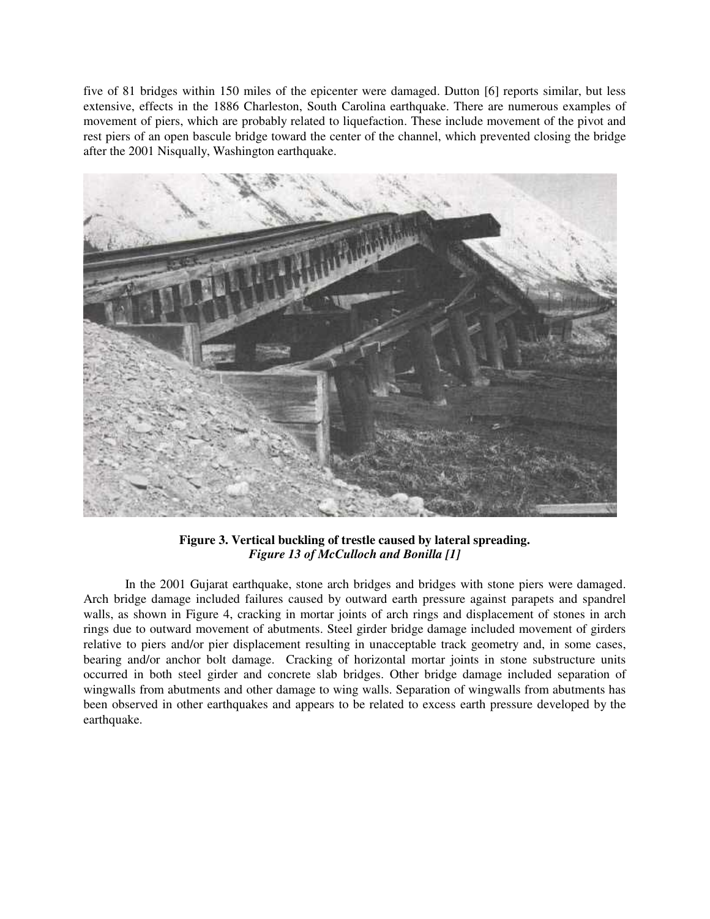five of 81 bridges within 150 miles of the epicenter were damaged. Dutton [6] reports similar, but less extensive, effects in the 1886 Charleston, South Carolina earthquake. There are numerous examples of movement of piers, which are probably related to liquefaction. These include movement of the pivot and rest piers of an open bascule bridge toward the center of the channel, which prevented closing the bridge after the 2001 Nisqually, Washington earthquake.

**Figure 3. Vertical buckling of trestle caused by lateral spreading.**
***Figure 13 of McCulloch and Bonilla [1]***

In the 2001 Gujarat earthquake, stone arch bridges and bridges with stone piers were damaged. Arch bridge damage included failures caused by outward earth pressure against parapets and spandrel walls, as shown in Figure 4, cracking in mortar joints of arch rings and displacement of stones in arch rings due to outward movement of abutments. Steel girder bridge damage included movement of girders relative to piers and/or pier displacement resulting in unacceptable track geometry and, in some cases, bearing and/or anchor bolt damage. Cracking of horizontal mortar joints in stone substructure units occurred in both steel girder and concrete slab bridges. Other bridge damage included separation of wingwalls from abutments and other damage to wing walls. Separation of wingwalls from abutments has been observed in other earthquakes and appears to be related to excess earth pressure developed by the earthquake.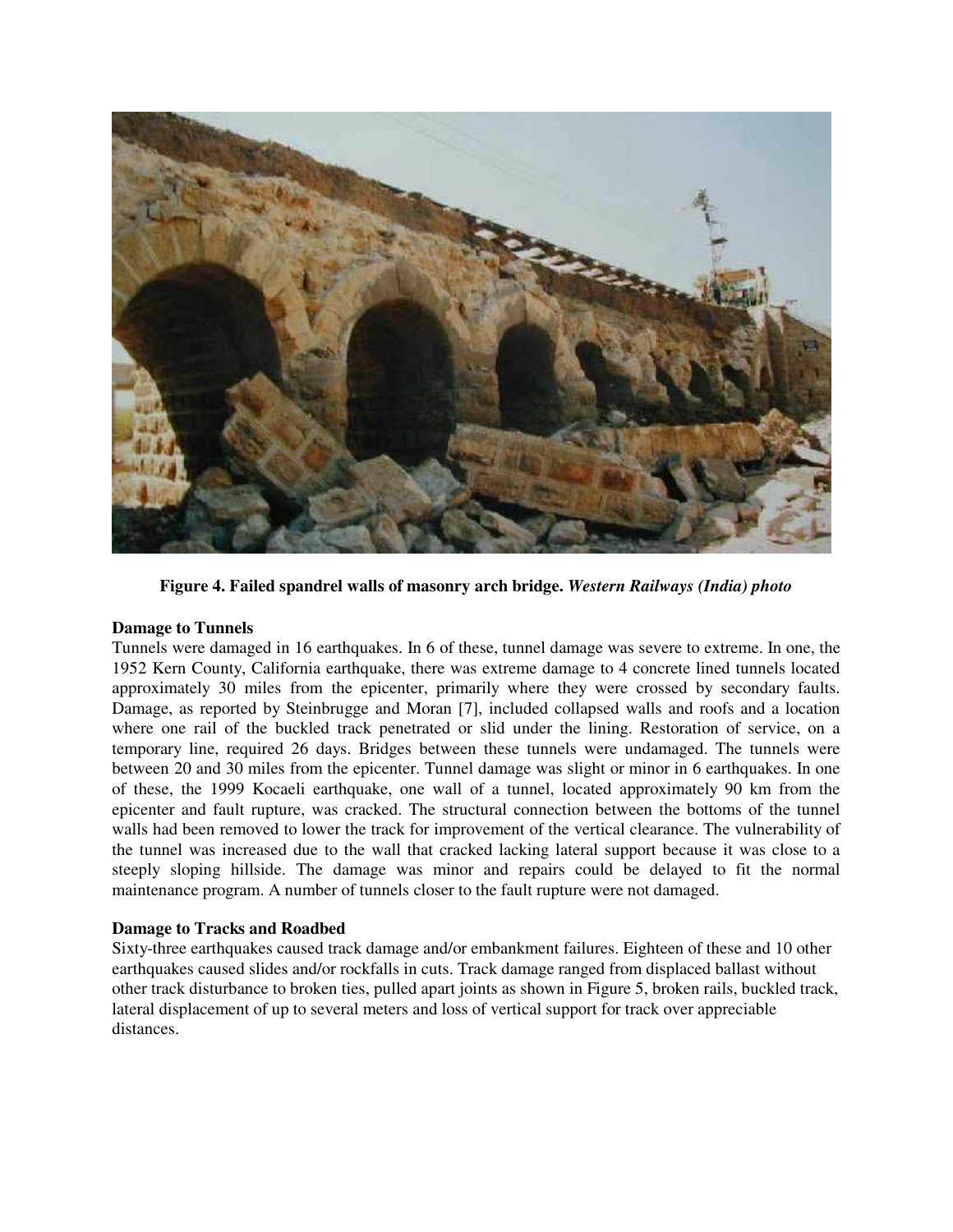**Figure 4. Failed spandrel walls of masonry arch bridge.** ***Western Railways (India) photo***

**Damage to Tunnels**

Tunnels were damaged in 16 earthquakes. In 6 of these, tunnel damage was severe to extreme. In one, the 1952 Kern County, California earthquake, there was extreme damage to 4 concrete lined tunnels located approximately 30 miles from the epicenter, primarily where they were crossed by secondary faults. Damage, as reported by Steinbrugge and Moran [7], included collapsed walls and roofs and a location where one rail of the buckled track penetrated or slid under the lining. Restoration of service, on a temporary line, required 26 days. Bridges between these tunnels were undamaged. The tunnels were between 20 and 30 miles from the epicenter. Tunnel damage was slight or minor in 6 earthquakes. In one of these, the 1999 Kocaeli earthquake, one wall of a tunnel, located approximately 90 km from the epicenter and fault rupture, was cracked. The structural connection between the bottoms of the tunnel walls had been removed to lower the track for improvement of the vertical clearance. The vulnerability of the tunnel was increased due to the wall that cracked lacking lateral support because it was close to a steeply sloping hillside. The damage was minor and repairs could be delayed to fit the normal maintenance program. A number of tunnels closer to the fault rupture were not damaged.

**Damage to Tracks and Roadbed**

Sixty-three earthquakes caused track damage and/or embankment failures. Eighteen of these and 10 other earthquakes caused slides and/or rockfalls in cuts. Track damage ranged from displaced ballast without other track disturbance to broken ties, pulled apart joints as shown in Figure 5, broken rails, buckled track, lateral displacement of up to several meters and loss of vertical support for track over appreciable distances.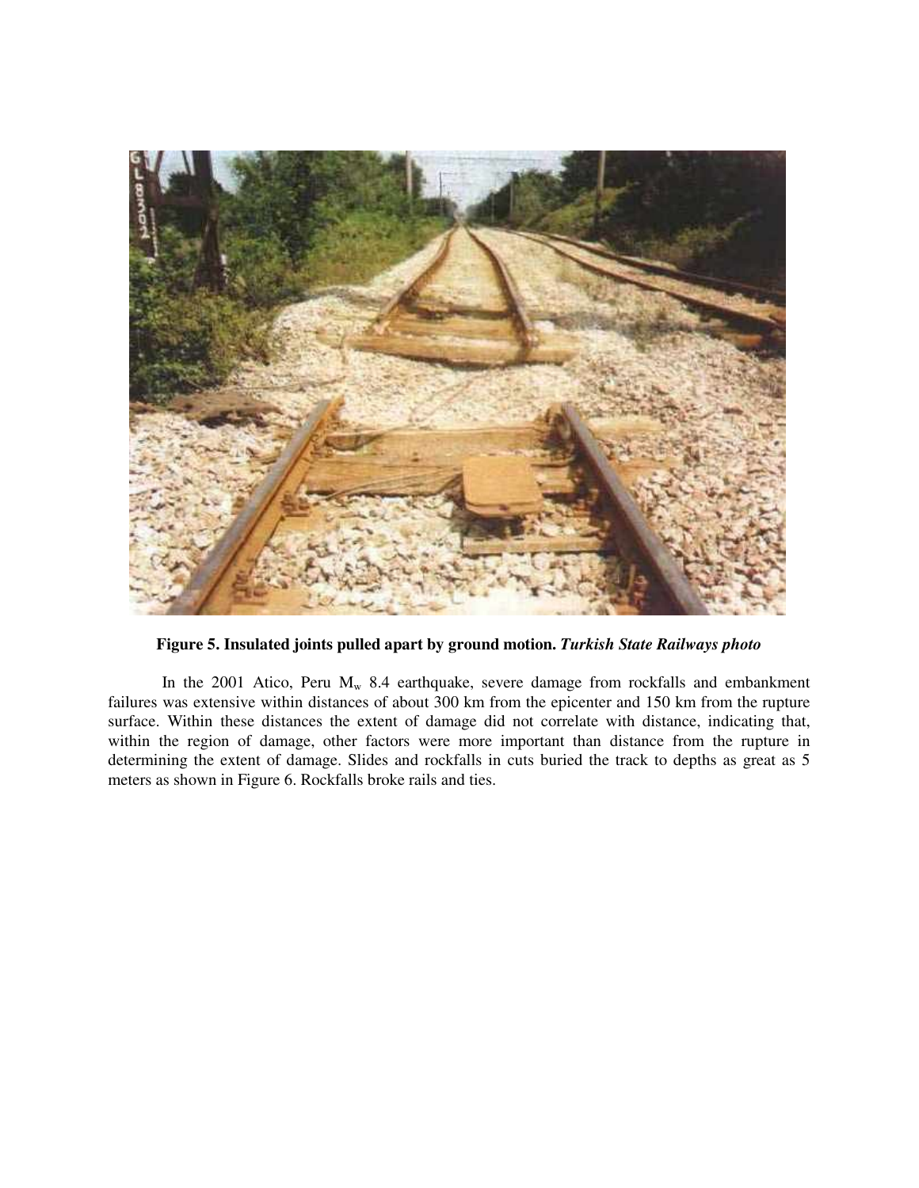**Figure 5. Insulated joints pulled apart by ground motion.** ***Turkish State Railways photo***

In the 2001 Atico, Peru $M_w$ 8.4 earthquake, severe damage from rockfalls and embankment failures was extensive within distances of about 300 km from the epicenter and 150 km from the rupture surface. Within these distances the extent of damage did not correlate with distance, indicating that, within the region of damage, other factors were more important than distance from the rupture in determining the extent of damage. Slides and rockfalls in cuts buried the track to depths as great as 5 meters as shown in Figure 6. Rockfalls broke rails and ties.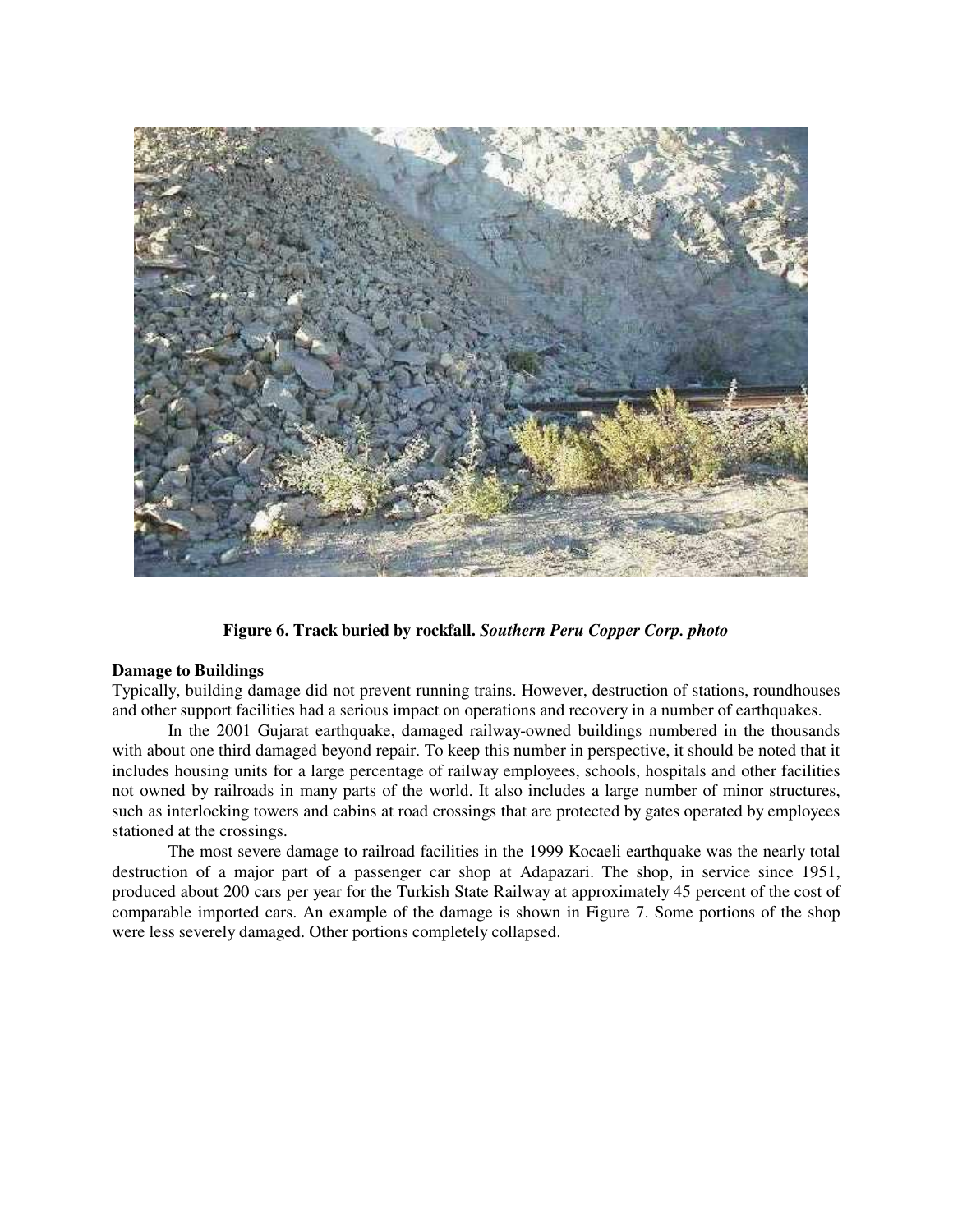**Figure 6. Track buried by rockfall.** ***Southern Peru Copper Corp. photo***

**Damage to Buildings**

Typically, building damage did not prevent running trains. However, destruction of stations, roundhouses and other support facilities had a serious impact on operations and recovery in a number of earthquakes.

In the 2001 Gujarat earthquake, damaged railway-owned buildings numbered in the thousands with about one third damaged beyond repair. To keep this number in perspective, it should be noted that it includes housing units for a large percentage of railway employees, schools, hospitals and other facilities not owned by railroads in many parts of the world. It also includes a large number of minor structures, such as interlocking towers and cabins at road crossings that are protected by gates operated by employees stationed at the crossings.

The most severe damage to railroad facilities in the 1999 Kocaeli earthquake was the nearly total destruction of a major part of a passenger car shop at Adapazari. The shop, in service since 1951, produced about 200 cars per year for the Turkish State Railway at approximately 45 percent of the cost of comparable imported cars. An example of the damage is shown in Figure 7. Some portions of the shop were less severely damaged. Other portions completely collapsed.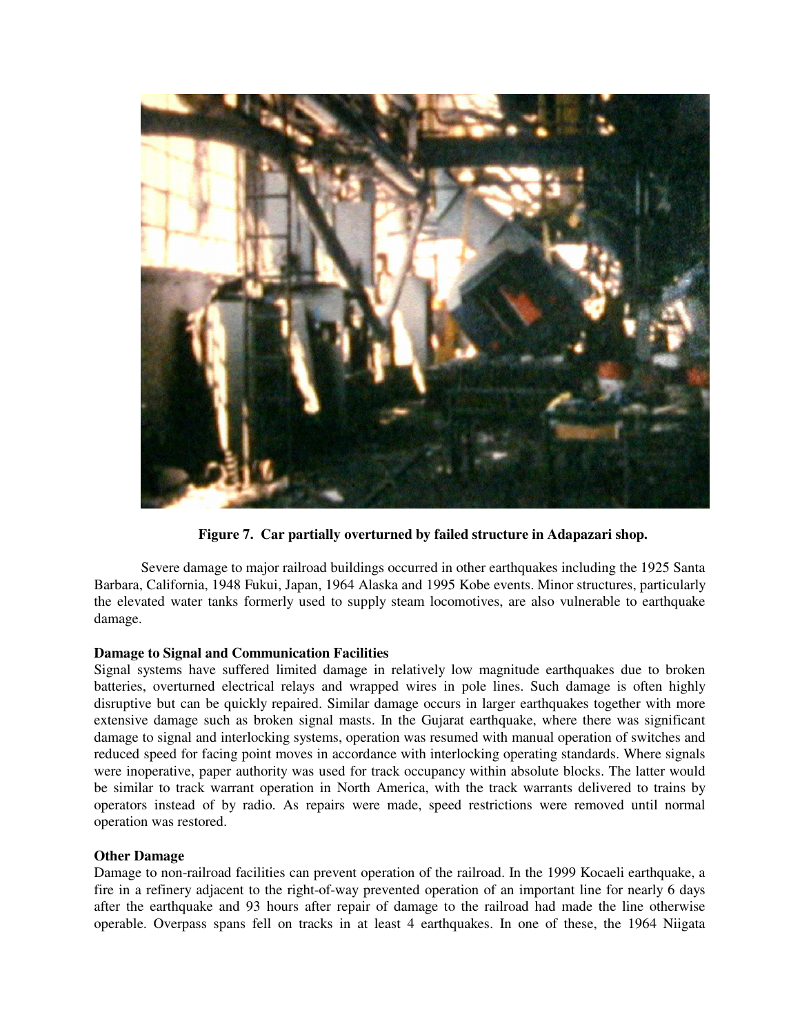**Figure 7. Car partially overturned by failed structure in Adapazari shop.**

Severe damage to major railroad buildings occurred in other earthquakes including the 1925 Santa Barbara, California, 1948 Fukui, Japan, 1964 Alaska and 1995 Kobe events. Minor structures, particularly the elevated water tanks formerly used to supply steam locomotives, are also vulnerable to earthquake damage.

**Damage to Signal and Communication Facilities**

Signal systems have suffered limited damage in relatively low magnitude earthquakes due to broken batteries, overturned electrical relays and wrapped wires in pole lines. Such damage is often highly disruptive but can be quickly repaired. Similar damage occurs in larger earthquakes together with more extensive damage such as broken signal masts. In the Gujarat earthquake, where there was significant damage to signal and interlocking systems, operation was resumed with manual operation of switches and reduced speed for facing point moves in accordance with interlocking operating standards. Where signals were inoperative, paper authority was used for track occupancy within absolute blocks. The latter would be similar to track warrant operation in North America, with the track warrants delivered to trains by operators instead of by radio. As repairs were made, speed restrictions were removed until normal operation was restored.

**Other Damage**

Damage to non-railroad facilities can prevent operation of the railroad. In the 1999 Kocaeli earthquake, a fire in a refinery adjacent to the right-of-way prevented operation of an important line for nearly 6 days after the earthquake and 93 hours after repair of damage to the railroad had made the line otherwise operable. Overpass spans fell on tracks in at least 4 earthquakes. In one of these, the 1964 Niigata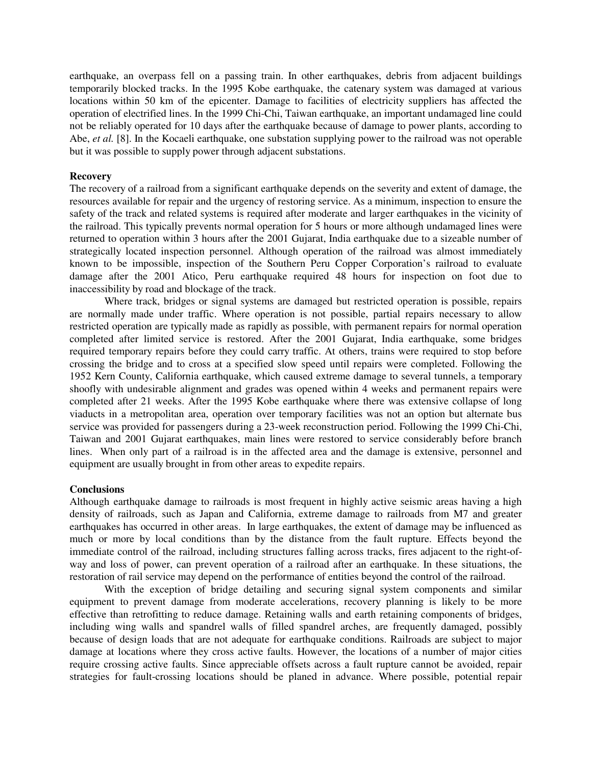earthquake, an overpass fell on a passing train. In other earthquakes, debris from adjacent buildings temporarily blocked tracks. In the 1995 Kobe earthquake, the catenary system was damaged at various locations within 50 km of the epicenter. Damage to facilities of electricity suppliers has affected the operation of electrified lines. In the 1999 Chi-Chi, Taiwan earthquake, an important undamaged line could not be reliably operated for 10 days after the earthquake because of damage to power plants, according to Abe, *et al.* [8]. In the Kocaeli earthquake, one substation supplying power to the railroad was not operable but it was possible to supply power through adjacent substations.

**Recovery**

The recovery of a railroad from a significant earthquake depends on the severity and extent of damage, the resources available for repair and the urgency of restoring service. As a minimum, inspection to ensure the safety of the track and related systems is required after moderate and larger earthquakes in the vicinity of the railroad. This typically prevents normal operation for 5 hours or more although undamaged lines were returned to operation within 3 hours after the 2001 Gujarat, India earthquake due to a sizeable number of strategically located inspection personnel. Although operation of the railroad was almost immediately known to be impossible, inspection of the Southern Peru Copper Corporation's railroad to evaluate damage after the 2001 Atico, Peru earthquake required 48 hours for inspection on foot due to inaccessibility by road and blockage of the track.

Where track, bridges or signal systems are damaged but restricted operation is possible, repairs are normally made under traffic. Where operation is not possible, partial repairs necessary to allow restricted operation are typically made as rapidly as possible, with permanent repairs for normal operation completed after limited service is restored. After the 2001 Gujarat, India earthquake, some bridges required temporary repairs before they could carry traffic. At others, trains were required to stop before crossing the bridge and to cross at a specified slow speed until repairs were completed. Following the 1952 Kern County, California earthquake, which caused extreme damage to several tunnels, a temporary shoofly with undesirable alignment and grades was opened within 4 weeks and permanent repairs were completed after 21 weeks. After the 1995 Kobe earthquake where there was extensive collapse of long viaducts in a metropolitan area, operation over temporary facilities was not an option but alternate bus service was provided for passengers during a 23-week reconstruction period. Following the 1999 Chi-Chi, Taiwan and 2001 Gujarat earthquakes, main lines were restored to service considerably before branch lines. When only part of a railroad is in the affected area and the damage is extensive, personnel and equipment are usually brought in from other areas to expedite repairs.

**Conclusions**

Although earthquake damage to railroads is most frequent in highly active seismic areas having a high density of railroads, such as Japan and California, extreme damage to railroads from M7 and greater earthquakes has occurred in other areas. In large earthquakes, the extent of damage may be influenced as much or more by local conditions than by the distance from the fault rupture. Effects beyond the immediate control of the railroad, including structures falling across tracks, fires adjacent to the right-of-way and loss of power, can prevent operation of a railroad after an earthquake. In these situations, the restoration of rail service may depend on the performance of entities beyond the control of the railroad.

With the exception of bridge detailing and securing signal system components and similar equipment to prevent damage from moderate accelerations, recovery planning is likely to be more effective than retrofitting to reduce damage. Retaining walls and earth retaining components of bridges, including wing walls and spandrel walls of filled spandrel arches, are frequently damaged, possibly because of design loads that are not adequate for earthquake conditions. Railroads are subject to major damage at locations where they cross active faults. However, the locations of a number of major cities require crossing active faults. Since appreciable offsets across a fault rupture cannot be avoided, repair strategies for fault-crossing locations should be planed in advance. Where possible, potential repair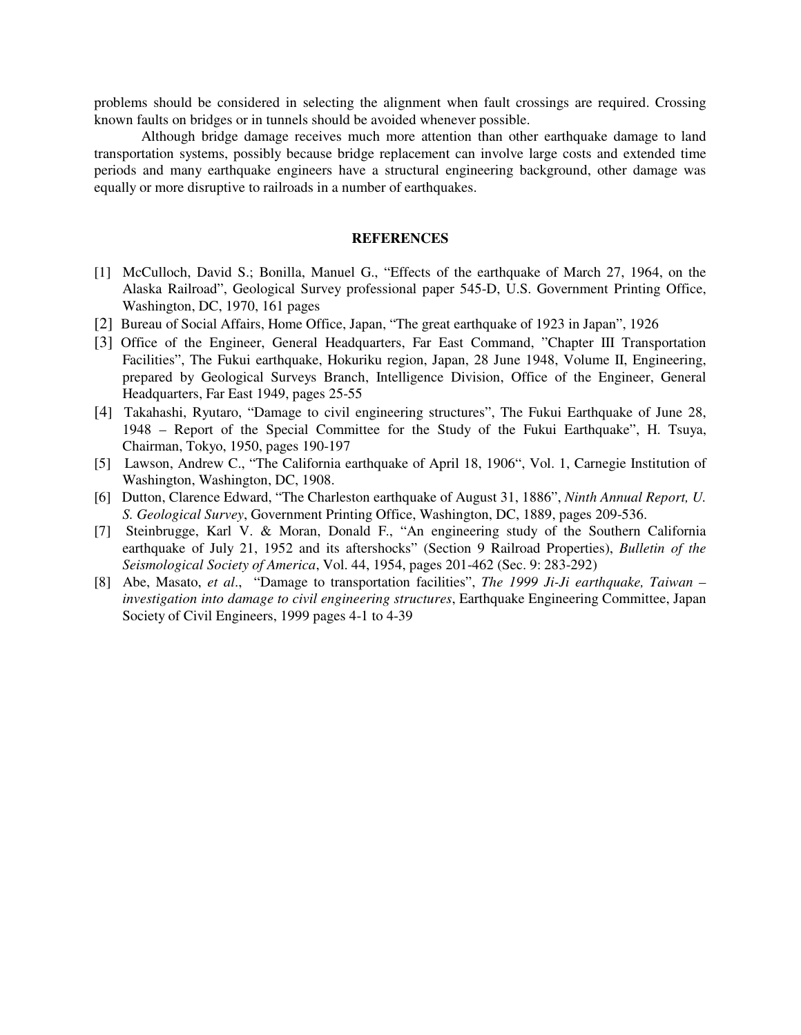problems should be considered in selecting the alignment when fault crossings are required. Crossing known faults on bridges or in tunnels should be avoided whenever possible.

Although bridge damage receives much more attention than other earthquake damage to land transportation systems, possibly because bridge replacement can involve large costs and extended time periods and many earthquake engineers have a structural engineering background, other damage was equally or more disruptive to railroads in a number of earthquakes.

## REFERENCES

[1] McCulloch, David S.; Bonilla, Manuel G., "Effects of the earthquake of March 27, 1964, on the Alaska Railroad", Geological Survey professional paper 545-D, U.S. Government Printing Office, Washington, DC, 1970, 161 pages

[2] Bureau of Social Affairs, Home Office, Japan, "The great earthquake of 1923 in Japan", 1926

[3] Office of the Engineer, General Headquarters, Far East Command, "Chapter III Transportation Facilities", The Fukui earthquake, Hokuriku region, Japan, 28 June 1948, Volume II, Engineering, prepared by Geological Surveys Branch, Intelligence Division, Office of the Engineer, General Headquarters, Far East 1949, pages 25-55

[4] Takahashi, Ryutaro, "Damage to civil engineering structures", The Fukui Earthquake of June 28, 1948 – Report of the Special Committee for the Study of the Fukui Earthquake", H. Tsuya, Chairman, Tokyo, 1950, pages 190-197

[5] Lawson, Andrew C., "The California earthquake of April 18, 1906", Vol. 1, Carnegie Institution of Washington, Washington, DC, 1908.

[6] Dutton, Clarence Edward, "The Charleston earthquake of August 31, 1886", *Ninth Annual Report, U. S. Geological Survey*, Government Printing Office, Washington, DC, 1889, pages 209-536.

[7] Steinbrugge, Karl V. & Moran, Donald F., "An engineering study of the Southern California earthquake of July 21, 1952 and its aftershocks" (Section 9 Railroad Properties), *Bulletin of the Seismological Society of America*, Vol. 44, 1954, pages 201-462 (Sec. 9: 283-292)

[8] Abe, Masato, *et al*., "Damage to transportation facilities", *The 1999 Ji-Ji earthquake, Taiwan – investigation into damage to civil engineering structures*, Earthquake Engineering Committee, Japan Society of Civil Engineers, 1999 pages 4-1 to 4-39